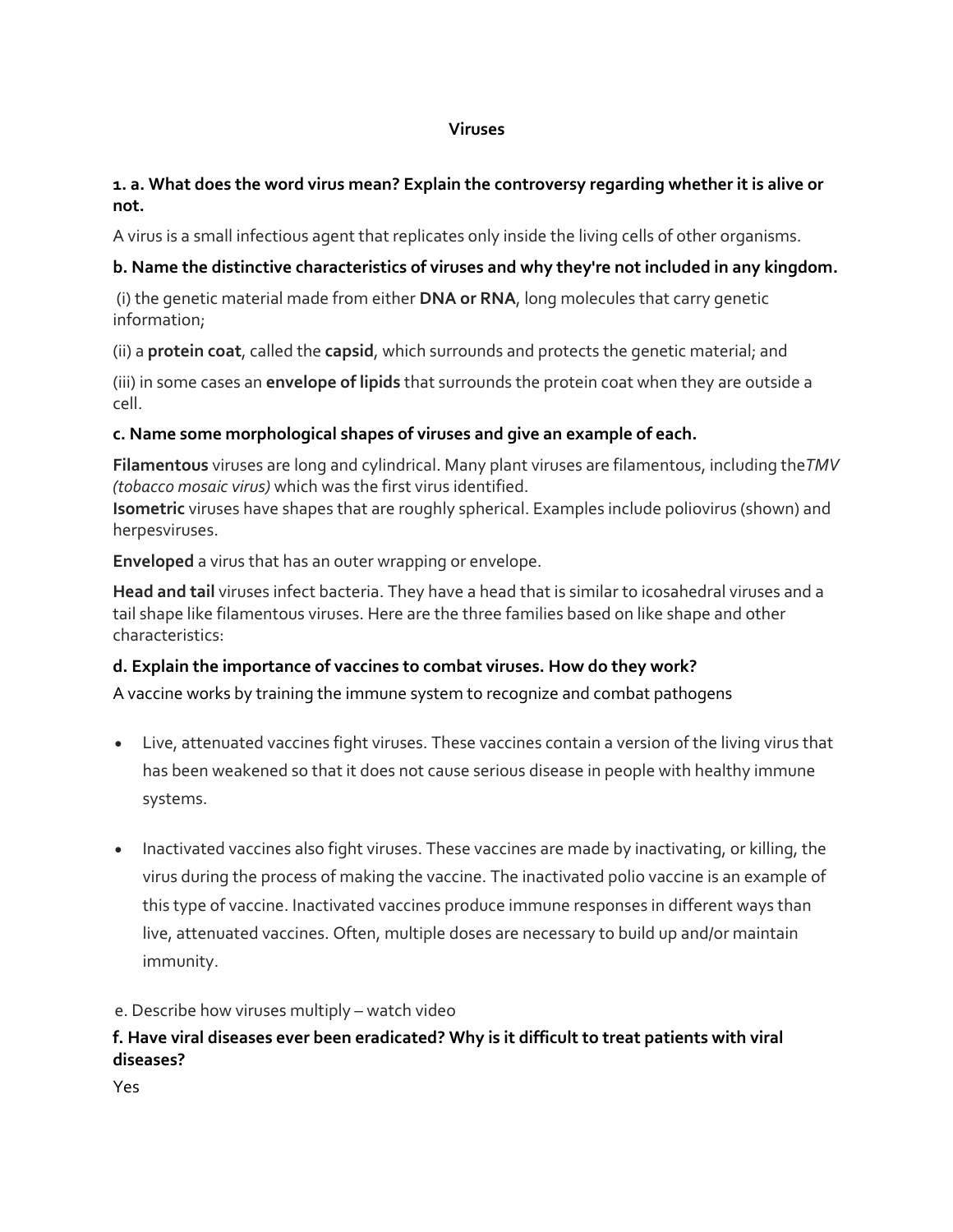# Viruses

**1. a. What does the word virus mean? Explain the controversy regarding whether it is alive or not.**

A virus is a small infectious agent that replicates only inside the living cells of other organisms.

**b. Name the distinctive characteristics of viruses and why they're not included in any kingdom.**

(i) the genetic material made from either **DNA or RNA**, long molecules that carry genetic information;

(ii) a **protein coat**, called the **capsid**, which surrounds and protects the genetic material; and

(iii) in some cases an **envelope of lipids** that surrounds the protein coat when they are outside a cell.

**c. Name some morphological shapes of viruses and give an example of each.**

**Filamentous** viruses are long and cylindrical. Many plant viruses are filamentous, including the*TMV (tobacco mosaic virus)* which was the first virus identified.
**Isometric** viruses have shapes that are roughly spherical. Examples include poliovirus (shown) and herpesviruses.

**Enveloped** a virus that has an outer wrapping or envelope.

**Head and tail** viruses infect bacteria. They have a head that is similar to icosahedral viruses and a tail shape like filamentous viruses. Here are the three families based on like shape and other characteristics:

**d. Explain the importance of vaccines to combat viruses. How do they work?**

A vaccine works by training the immune system to recognize and combat pathogens

- Live, attenuated vaccines fight viruses. These vaccines contain a version of the living virus that has been weakened so that it does not cause serious disease in people with healthy immune systems.

- Inactivated vaccines also fight viruses. These vaccines are made by inactivating, or killing, the virus during the process of making the vaccine. The inactivated polio vaccine is an example of this type of vaccine. Inactivated vaccines produce immune responses in different ways than live, attenuated vaccines. Often, multiple doses are necessary to build up and/or maintain immunity.

e. Describe how viruses multiply – watch video

**f. Have viral diseases ever been eradicated? Why is it difficult to treat patients with viral diseases?**

Yes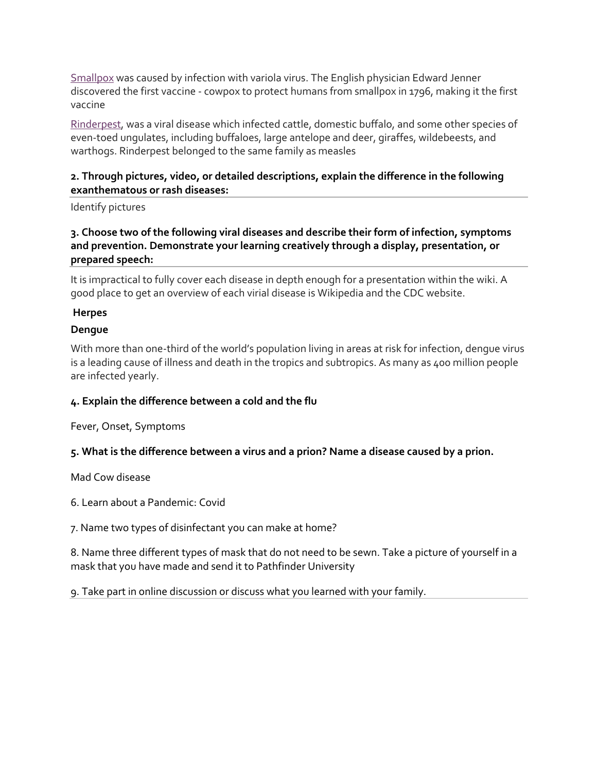Smallpox was caused by infection with variola virus. The English physician Edward Jenner discovered the first vaccine - cowpox to protect humans from smallpox in 1796, making it the first vaccine

Rinderpest, was a viral disease which infected cattle, domestic buffalo, and some other species of even-toed ungulates, including buffaloes, large antelope and deer, giraffes, wildebeests, and warthogs. Rinderpest belonged to the same family as measles

### 2. Through pictures, video, or detailed descriptions, explain the difference in the following exanthematous or rash diseases:

Identify pictures

### 3. Choose two of the following viral diseases and describe their form of infection, symptoms and prevention. Demonstrate your learning creatively through a display, presentation, or prepared speech:

It is impractical to fully cover each disease in depth enough for a presentation within the wiki. A good place to get an overview of each virial disease is Wikipedia and the CDC website.

**Herpes**

**Dengue**

With more than one-third of the world's population living in areas at risk for infection, dengue virus is a leading cause of illness and death in the tropics and subtropics. As many as 400 million people are infected yearly.

**4. Explain the difference between a cold and the flu**

Fever, Onset, Symptoms

**5. What is the difference between a virus and a prion? Name a disease caused by a prion.**

Mad Cow disease

6. Learn about a Pandemic: Covid

7. Name two types of disinfectant you can make at home?

8. Name three different types of mask that do not need to be sewn. Take a picture of yourself in a mask that you have made and send it to Pathfinder University

9. Take part in online discussion or discuss what you learned with your family.